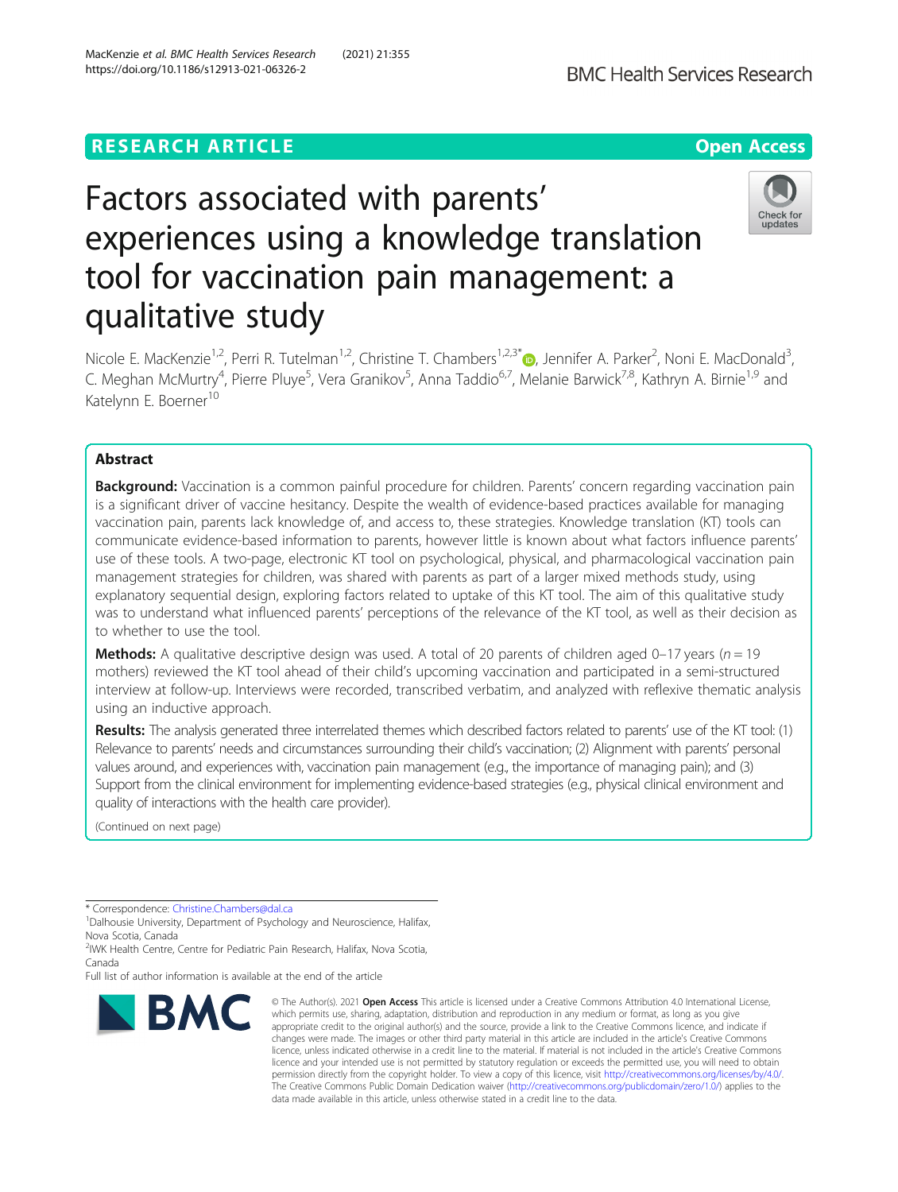RESEARCH ARTICLE

Open Access

# Factors associated with parents' experiences using a knowledge translation tool for vaccination pain management: a qualitative study

Nicole E. MacKenzie[1,2], Perri R. Tutelman[1,2], Christine T. Chambers[1,2,3*], Jennifer A. Parker[2], Noni E. MacDonald[3], C. Meghan McMurtry[4], Pierre Pluye[5], Vera Granikov[5], Anna Taddio[6,7], Melanie Barwick[7,8], Kathryn A. Birnie[1,9] and Katelynn E. Boerner[10]

## Abstract

**Background:** Vaccination is a common painful procedure for children. Parents' concern regarding vaccination pain is a significant driver of vaccine hesitancy. Despite the wealth of evidence-based practices available for managing vaccination pain, parents lack knowledge of, and access to, these strategies. Knowledge translation (KT) tools can communicate evidence-based information to parents, however little is known about what factors influence parents' use of these tools. A two-page, electronic KT tool on psychological, physical, and pharmacological vaccination pain management strategies for children, was shared with parents as part of a larger mixed methods study, using explanatory sequential design, exploring factors related to uptake of this KT tool. The aim of this qualitative study was to understand what influenced parents' perceptions of the relevance of the KT tool, as well as their decision as to whether to use the tool.

**Methods:** A qualitative descriptive design was used. A total of 20 parents of children aged 0–17 years ($n = 19$ mothers) reviewed the KT tool ahead of their child's upcoming vaccination and participated in a semi-structured interview at follow-up. Interviews were recorded, transcribed verbatim, and analyzed with reflexive thematic analysis using an inductive approach.

**Results:** The analysis generated three interrelated themes which described factors related to parents' use of the KT tool: (1) Relevance to parents' needs and circumstances surrounding their child's vaccination; (2) Alignment with parents' personal values around, and experiences with, vaccination pain management (e.g., the importance of managing pain); and (3) Support from the clinical environment for implementing evidence-based strategies (e.g., physical clinical environment and quality of interactions with the health care provider).

(Continued on next page)

\* Correspondence: Christine.Chambers@dal.ca
[1]Dalhousie University, Department of Psychology and Neuroscience, Halifax, Nova Scotia, Canada
[2]IWK Health Centre, Centre for Pediatric Pain Research, Halifax, Nova Scotia, Canada
Full list of author information is available at the end of the article

© The Author(s). 2021 **Open Access** This article is licensed under a Creative Commons Attribution 4.0 International License, which permits use, sharing, adaptation, distribution and reproduction in any medium or format, as long as you give appropriate credit to the original author(s) and the source, provide a link to the Creative Commons licence, and indicate if changes were made. The images or other third party material in this article are included in the article's Creative Commons licence, unless indicated otherwise in a credit line to the material. If material is not included in the article's Creative Commons licence and your intended use is not permitted by statutory regulation or exceeds the permitted use, you will need to obtain permission directly from the copyright holder. To view a copy of this licence, visit http://creativecommons.org/licenses/by/4.0/. The Creative Commons Public Domain Dedication waiver (http://creativecommons.org/publicdomain/zero/1.0/) applies to the data made available in this article, unless otherwise stated in a credit line to the data.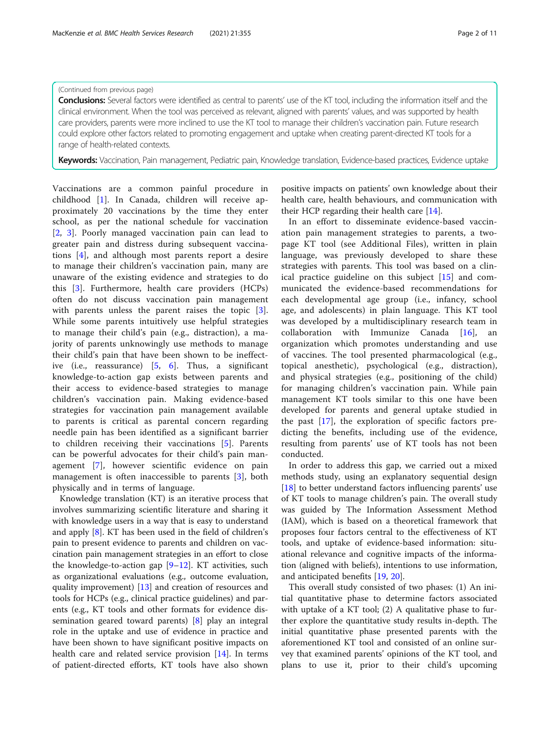(Continued from previous page)

**Conclusions:** Several factors were identified as central to parents' use of the KT tool, including the information itself and the clinical environment. When the tool was perceived as relevant, aligned with parents' values, and was supported by health care providers, parents were more inclined to use the KT tool to manage their children's vaccination pain. Future research could explore other factors related to promoting engagement and uptake when creating parent-directed KT tools for a range of health-related contexts.

**Keywords:** Vaccination, Pain management, Pediatric pain, Knowledge translation, Evidence-based practices, Evidence uptake

Vaccinations are a common painful procedure in childhood [1]. In Canada, children will receive approximately 20 vaccinations by the time they enter school, as per the national schedule for vaccination [2, 3]. Poorly managed vaccination pain can lead to greater pain and distress during subsequent vaccinations [4], and although most parents report a desire to manage their children's vaccination pain, many are unaware of the existing evidence and strategies to do this [3]. Furthermore, health care providers (HCPs) often do not discuss vaccination pain management with parents unless the parent raises the topic [3]. While some parents intuitively use helpful strategies to manage their child's pain (e.g., distraction), a majority of parents unknowingly use methods to manage their child's pain that have been shown to be ineffective (i.e., reassurance) [5, 6]. Thus, a significant knowledge-to-action gap exists between parents and their access to evidence-based strategies to manage children's vaccination pain. Making evidence-based strategies for vaccination pain management available to parents is critical as parental concern regarding needle pain has been identified as a significant barrier to children receiving their vaccinations [5]. Parents can be powerful advocates for their child's pain management [7], however scientific evidence on pain management is often inaccessible to parents [3], both physically and in terms of language.

Knowledge translation (KT) is an iterative process that involves summarizing scientific literature and sharing it with knowledge users in a way that is easy to understand and apply [8]. KT has been used in the field of children's pain to present evidence to parents and children on vaccination pain management strategies in an effort to close the knowledge-to-action gap [9–12]. KT activities, such as organizational evaluations (e.g., outcome evaluation, quality improvement) [13] and creation of resources and tools for HCPs (e.g., clinical practice guidelines) and parents (e.g., KT tools and other formats for evidence dissemination geared toward parents) [8] play an integral role in the uptake and use of evidence in practice and have been shown to have significant positive impacts on health care and related service provision [14]. In terms of patient-directed efforts, KT tools have also shown positive impacts on patients' own knowledge about their health care, health behaviours, and communication with their HCP regarding their health care [14].

In an effort to disseminate evidence-based vaccination pain management strategies to parents, a two-page KT tool (see Additional Files), written in plain language, was previously developed to share these strategies with parents. This tool was based on a clinical practice guideline on this subject [15] and communicated the evidence-based recommendations for each developmental age group (i.e., infancy, school age, and adolescents) in plain language. This KT tool was developed by a multidisciplinary research team in collaboration with Immunize Canada [16], an organization which promotes understanding and use of vaccines. The tool presented pharmacological (e.g., topical anesthetic), psychological (e.g., distraction), and physical strategies (e.g., positioning of the child) for managing children's vaccination pain. While pain management KT tools similar to this one have been developed for parents and general uptake studied in the past [17], the exploration of specific factors predicting the benefits, including use of the evidence, resulting from parents' use of KT tools has not been conducted.

In order to address this gap, we carried out a mixed methods study, using an explanatory sequential design [18] to better understand factors influencing parents' use of KT tools to manage children's pain. The overall study was guided by The Information Assessment Method (IAM), which is based on a theoretical framework that proposes four factors central to the effectiveness of KT tools, and uptake of evidence-based information: situational relevance and cognitive impacts of the information (aligned with beliefs), intentions to use information, and anticipated benefits [19, 20].

This overall study consisted of two phases: (1) An initial quantitative phase to determine factors associated with uptake of a KT tool; (2) A qualitative phase to further explore the quantitative study results in-depth. The initial quantitative phase presented parents with the aforementioned KT tool and consisted of an online survey that examined parents' opinions of the KT tool, and plans to use it, prior to their child's upcoming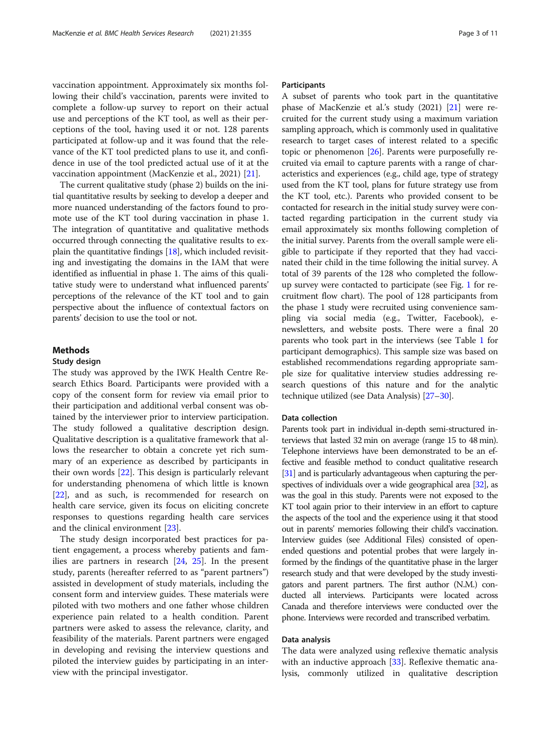vaccination appointment. Approximately six months following their child's vaccination, parents were invited to complete a follow-up survey to report on their actual use and perceptions of the KT tool, as well as their perceptions of the tool, having used it or not. 128 parents participated at follow-up and it was found that the relevance of the KT tool predicted plans to use it, and confidence in use of the tool predicted actual use of it at the vaccination appointment (MacKenzie et al., 2021) [21].

The current qualitative study (phase 2) builds on the initial quantitative results by seeking to develop a deeper and more nuanced understanding of the factors found to promote use of the KT tool during vaccination in phase 1. The integration of quantitative and qualitative methods occurred through connecting the qualitative results to explain the quantitative findings [18], which included revisiting and investigating the domains in the IAM that were identified as influential in phase 1. The aims of this qualitative study were to understand what influenced parents' perceptions of the relevance of the KT tool and to gain perspective about the influence of contextual factors on parents' decision to use the tool or not.

## Methods

### Study design

The study was approved by the IWK Health Centre Research Ethics Board. Participants were provided with a copy of the consent form for review via email prior to their participation and additional verbal consent was obtained by the interviewer prior to interview participation. The study followed a qualitative description design. Qualitative description is a qualitative framework that allows the researcher to obtain a concrete yet rich summary of an experience as described by participants in their own words [22]. This design is particularly relevant for understanding phenomena of which little is known [22], and as such, is recommended for research on health care service, given its focus on eliciting concrete responses to questions regarding health care services and the clinical environment [23].

The study design incorporated best practices for patient engagement, a process whereby patients and families are partners in research [24, 25]. In the present study, parents (hereafter referred to as "parent partners") assisted in development of study materials, including the consent form and interview guides. These materials were piloted with two mothers and one father whose children experience pain related to a health condition. Parent partners were asked to assess the relevance, clarity, and feasibility of the materials. Parent partners were engaged in developing and revising the interview questions and piloted the interview guides by participating in an interview with the principal investigator.

### Participants

A subset of parents who took part in the quantitative phase of MacKenzie et al.'s study (2021) [21] were recruited for the current study using a maximum variation sampling approach, which is commonly used in qualitative research to target cases of interest related to a specific topic or phenomenon [26]. Parents were purposefully recruited via email to capture parents with a range of characteristics and experiences (e.g., child age, type of strategy used from the KT tool, plans for future strategy use from the KT tool, etc.). Parents who provided consent to be contacted for research in the initial study survey were contacted regarding participation in the current study via email approximately six months following completion of the initial survey. Parents from the overall sample were eligible to participate if they reported that they had vaccinated their child in the time following the initial survey. A total of 39 parents of the 128 who completed the follow-up survey were contacted to participate (see Fig. 1 for recruitment flow chart). The pool of 128 participants from the phase 1 study were recruited using convenience sampling via social media (e.g., Twitter, Facebook), e-newsletters, and website posts. There were a final 20 parents who took part in the interviews (see Table 1 for participant demographics). This sample size was based on established recommendations regarding appropriate sample size for qualitative interview studies addressing research questions of this nature and for the analytic technique utilized (see Data Analysis) [27–30].

### Data collection

Parents took part in individual in-depth semi-structured interviews that lasted 32 min on average (range 15 to 48 min). Telephone interviews have been demonstrated to be an effective and feasible method to conduct qualitative research [31] and is particularly advantageous when capturing the perspectives of individuals over a wide geographical area [32], as was the goal in this study. Parents were not exposed to the KT tool again prior to their interview in an effort to capture the aspects of the tool and the experience using it that stood out in parents' memories following their child's vaccination. Interview guides (see Additional Files) consisted of open-ended questions and potential probes that were largely informed by the findings of the quantitative phase in the larger research study and that were developed by the study investigators and parent partners. The first author (N.M.) conducted all interviews. Participants were located across Canada and therefore interviews were conducted over the phone. Interviews were recorded and transcribed verbatim.

### Data analysis

The data were analyzed using reflexive thematic analysis with an inductive approach [33]. Reflexive thematic analysis, commonly utilized in qualitative description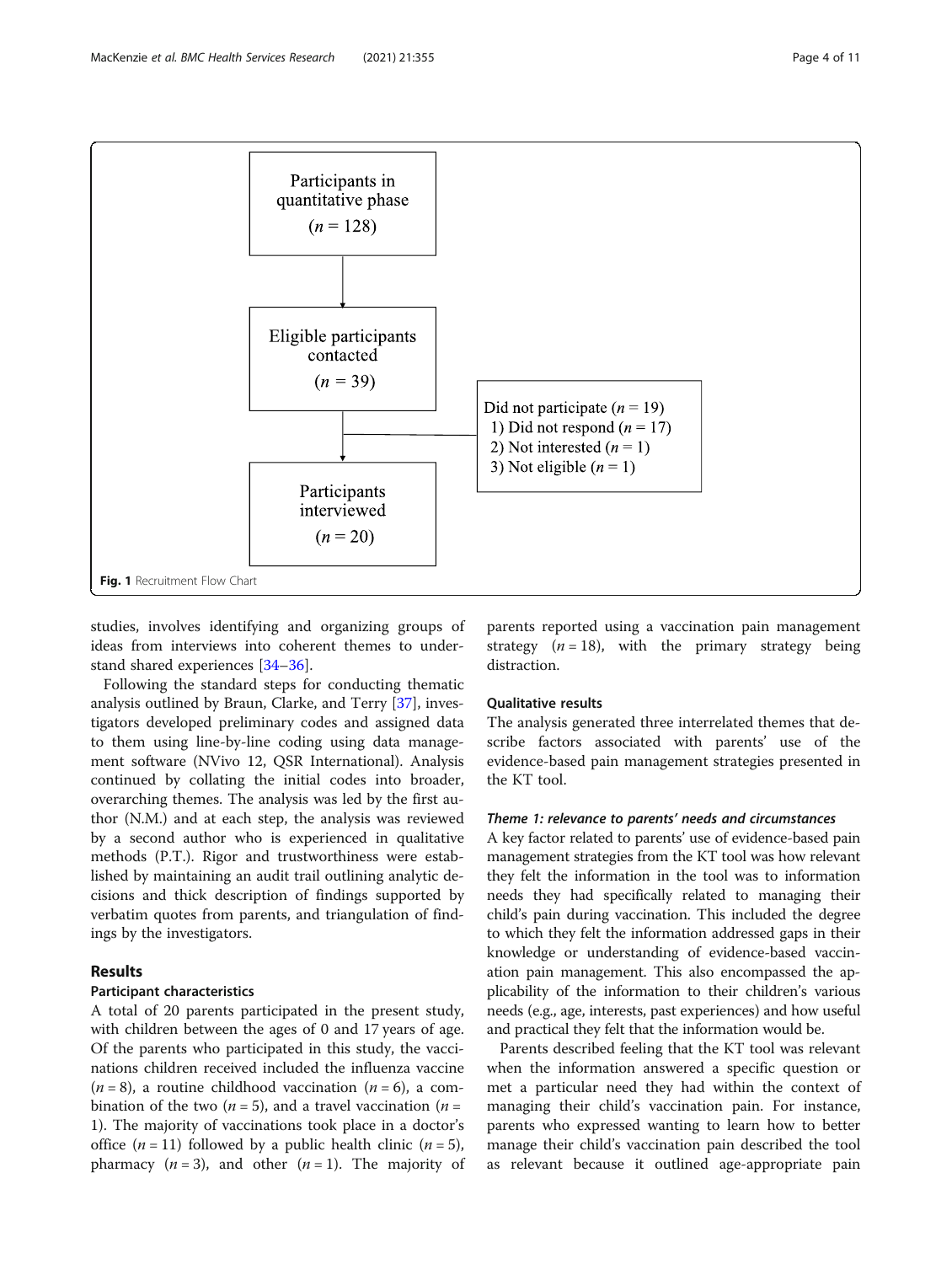Participants in quantitative phase ($n = 128$)

Eligible participants contacted ($n = 39$)

Did not participate ($n = 19$)
1) Did not respond ($n = 17$)
2) Not interested ($n = 1$)
3) Not eligible ($n = 1$)

Participants interviewed ($n = 20$)

**Fig. 1** Recruitment Flow Chart

studies, involves identifying and organizing groups of ideas from interviews into coherent themes to understand shared experiences [34–36].

Following the standard steps for conducting thematic analysis outlined by Braun, Clarke, and Terry [37], investigators developed preliminary codes and assigned data to them using line-by-line coding using data management software (NVivo 12, QSR International). Analysis continued by collating the initial codes into broader, overarching themes. The analysis was led by the first author (N.M.) and at each step, the analysis was reviewed by a second author who is experienced in qualitative methods (P.T.). Rigor and trustworthiness were established by maintaining an audit trail outlining analytic decisions and thick description of findings supported by verbatim quotes from parents, and triangulation of findings by the investigators.

## Results

### Participant characteristics

A total of 20 parents participated in the present study, with children between the ages of 0 and 17 years of age. Of the parents who participated in this study, the vaccinations children received included the influenza vaccine ($n = 8$), a routine childhood vaccination ($n = 6$), a combination of the two ($n = 5$), and a travel vaccination ($n = 1$). The majority of vaccinations took place in a doctor's office ($n = 11$) followed by a public health clinic ($n = 5$), pharmacy ($n = 3$), and other ($n = 1$). The majority of parents reported using a vaccination pain management strategy ($n = 18$), with the primary strategy being distraction.

### Qualitative results

The analysis generated three interrelated themes that describe factors associated with parents' use of the evidence-based pain management strategies presented in the KT tool.

#### *Theme 1: relevance to parents' needs and circumstances*

A key factor related to parents' use of evidence-based pain management strategies from the KT tool was how relevant they felt the information in the tool was to information needs they had specifically related to managing their child's pain during vaccination. This included the degree to which they felt the information addressed gaps in their knowledge or understanding of evidence-based vaccination pain management. This also encompassed the applicability of the information to their children's various needs (e.g., age, interests, past experiences) and how useful and practical they felt that the information would be.

Parents described feeling that the KT tool was relevant when the information answered a specific question or met a particular need they had within the context of managing their child's vaccination pain. For instance, parents who expressed wanting to learn how to better manage their child's vaccination pain described the tool as relevant because it outlined age-appropriate pain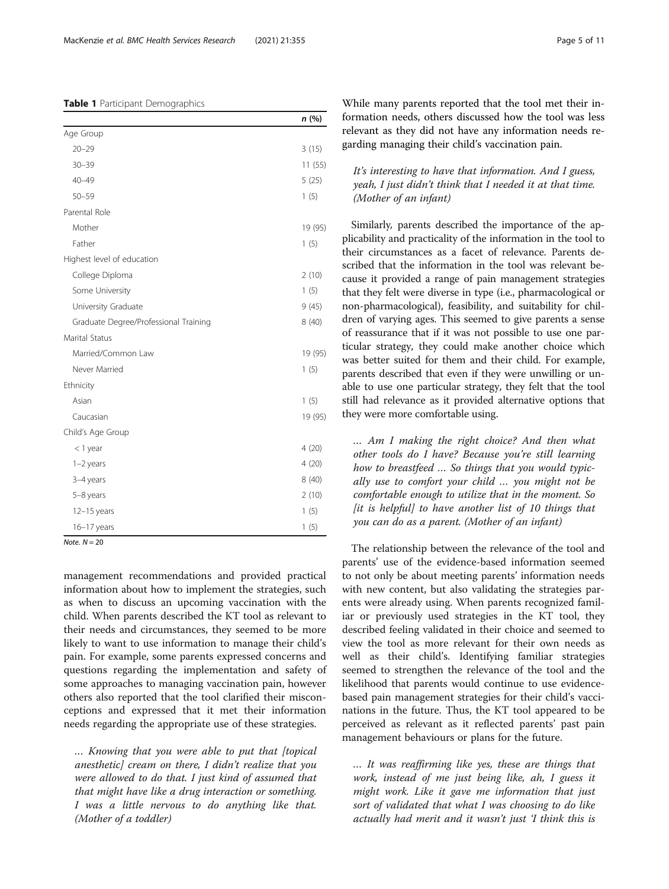**Table 1** Participant Demographics

| | n (%) |
|---|---|
| Age Group | |
| 20–29 | 3 (15) |
| 30–39 | 11 (55) |
| 40–49 | 5 (25) |
| 50–59 | 1 (5) |
| Parental Role | |
| Mother | 19 (95) |
| Father | 1 (5) |
| Highest level of education | |
| College Diploma | 2 (10) |
| Some University | 1 (5) |
| University Graduate | 9 (45) |
| Graduate Degree/Professional Training | 8 (40) |
| Marital Status | |
| Married/Common Law | 19 (95) |
| Never Married | 1 (5) |
| Ethnicity | |
| Asian | 1 (5) |
| Caucasian | 19 (95) |
| Child's Age Group | |
| < 1 year | 4 (20) |
| 1–2 years | 4 (20) |
| 3–4 years | 8 (40) |
| 5–8 years | 2 (10) |
| 12–15 years | 1 (5) |
| 16–17 years | 1 (5) |

*Note.* $N = 20$

management recommendations and provided practical information about how to implement the strategies, such as when to discuss an upcoming vaccination with the child. When parents described the KT tool as relevant to their needs and circumstances, they seemed to be more likely to want to use information to manage their child's pain. For example, some parents expressed concerns and questions regarding the implementation and safety of some approaches to managing vaccination pain, however others also reported that the tool clarified their misconceptions and expressed that it met their information needs regarding the appropriate use of these strategies.

> *… Knowing that you were able to put that [topical anesthetic] cream on there, I didn't realize that you were allowed to do that. I just kind of assumed that that might have like a drug interaction or something. I was a little nervous to do anything like that. (Mother of a toddler)*

While many parents reported that the tool met their information needs, others discussed how the tool was less relevant as they did not have any information needs regarding managing their child's vaccination pain.

> *It's interesting to have that information. And I guess, yeah, I just didn't think that I needed it at that time. (Mother of an infant)*

Similarly, parents described the importance of the applicability and practicality of the information in the tool to their circumstances as a facet of relevance. Parents described that the information in the tool was relevant because it provided a range of pain management strategies that they felt were diverse in type (i.e., pharmacological or non-pharmacological), feasibility, and suitability for children of varying ages. This seemed to give parents a sense of reassurance that if it was not possible to use one particular strategy, they could make another choice which was better suited for them and their child. For example, parents described that even if they were unwilling or unable to use one particular strategy, they felt that the tool still had relevance as it provided alternative options that they were more comfortable using.

> *… Am I making the right choice? And then what other tools do I have? Because you're still learning how to breastfeed … So things that you would typically use to comfort your child … you might not be comfortable enough to utilize that in the moment. So [it is helpful] to have another list of 10 things that you can do as a parent. (Mother of an infant)*

The relationship between the relevance of the tool and parents' use of the evidence-based information seemed to not only be about meeting parents' information needs with new content, but also validating the strategies parents were already using. When parents recognized familiar or previously used strategies in the KT tool, they described feeling validated in their choice and seemed to view the tool as more relevant for their own needs as well as their child's. Identifying familiar strategies seemed to strengthen the relevance of the tool and the likelihood that parents would continue to use evidence-based pain management strategies for their child's vaccinations in the future. Thus, the KT tool appeared to be perceived as relevant as it reflected parents' past pain management behaviours or plans for the future.

> *… It was reaffirming like yes, these are things that work, instead of me just being like, ah, I guess it might work. Like it gave me information that just sort of validated that what I was choosing to do like actually had merit and it wasn't just 'I think this is*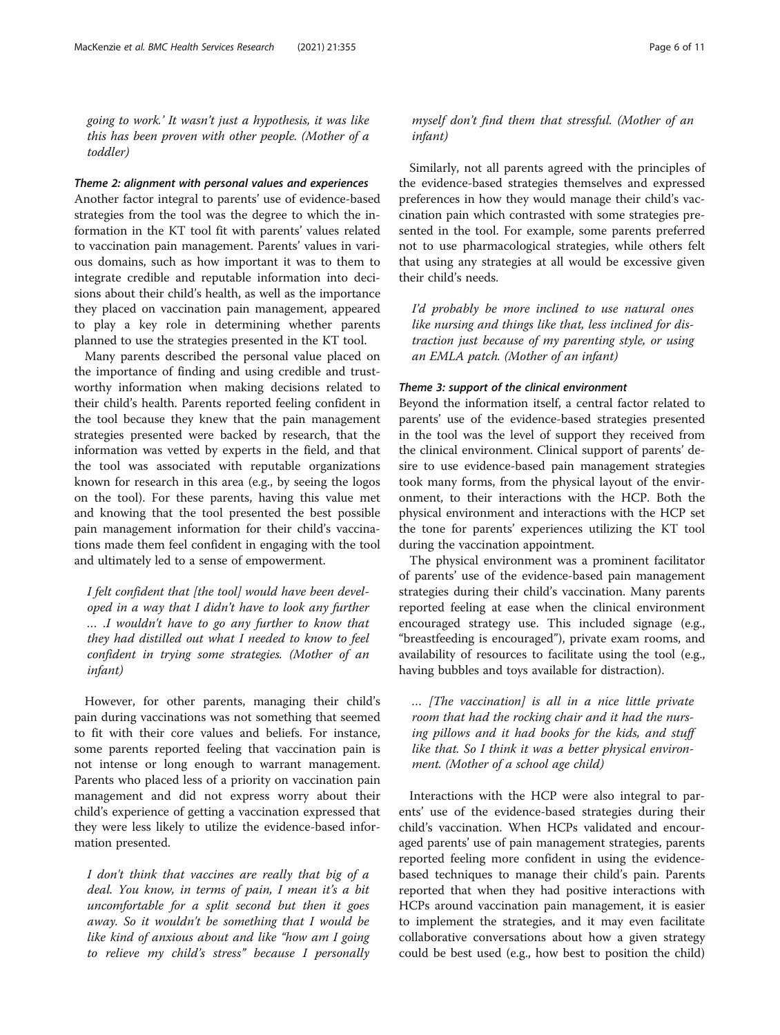*going to work.' It wasn't just a hypothesis, it was like this has been proven with other people. (Mother of a toddler)*

#### *Theme 2: alignment with personal values and experiences*

Another factor integral to parents' use of evidence-based strategies from the tool was the degree to which the information in the KT tool fit with parents' values related to vaccination pain management. Parents' values in various domains, such as how important it was to them to integrate credible and reputable information into decisions about their child's health, as well as the importance they placed on vaccination pain management, appeared to play a key role in determining whether parents planned to use the strategies presented in the KT tool.

Many parents described the personal value placed on the importance of finding and using credible and trustworthy information when making decisions related to their child's health. Parents reported feeling confident in the tool because they knew that the pain management strategies presented were backed by research, that the information was vetted by experts in the field, and that the tool was associated with reputable organizations known for research in this area (e.g., by seeing the logos on the tool). For these parents, having this value met and knowing that the tool presented the best possible pain management information for their child's vaccinations made them feel confident in engaging with the tool and ultimately led to a sense of empowerment.

> *I felt confident that [the tool] would have been developed in a way that I didn't have to look any further … .I wouldn't have to go any further to know that they had distilled out what I needed to know to feel confident in trying some strategies. (Mother of an infant)*

However, for other parents, managing their child's pain during vaccinations was not something that seemed to fit with their core values and beliefs. For instance, some parents reported feeling that vaccination pain is not intense or long enough to warrant management. Parents who placed less of a priority on vaccination pain management and did not express worry about their child's experience of getting a vaccination expressed that they were less likely to utilize the evidence-based information presented.

> *I don't think that vaccines are really that big of a deal. You know, in terms of pain, I mean it's a bit uncomfortable for a split second but then it goes away. So it wouldn't be something that I would be like kind of anxious about and like "how am I going to relieve my child's stress" because I personally myself don't find them that stressful. (Mother of an infant)*

Similarly, not all parents agreed with the principles of the evidence-based strategies themselves and expressed preferences in how they would manage their child's vaccination pain which contrasted with some strategies presented in the tool. For example, some parents preferred not to use pharmacological strategies, while others felt that using any strategies at all would be excessive given their child's needs.

> *I'd probably be more inclined to use natural ones like nursing and things like that, less inclined for distraction just because of my parenting style, or using an EMLA patch. (Mother of an infant)*

#### *Theme 3: support of the clinical environment*

Beyond the information itself, a central factor related to parents' use of the evidence-based strategies presented in the tool was the level of support they received from the clinical environment. Clinical support of parents' desire to use evidence-based pain management strategies took many forms, from the physical layout of the environment, to their interactions with the HCP. Both the physical environment and interactions with the HCP set the tone for parents' experiences utilizing the KT tool during the vaccination appointment.

The physical environment was a prominent facilitator of parents' use of the evidence-based pain management strategies during their child's vaccination. Many parents reported feeling at ease when the clinical environment encouraged strategy use. This included signage (e.g., "breastfeeding is encouraged"), private exam rooms, and availability of resources to facilitate using the tool (e.g., having bubbles and toys available for distraction).

> *… [The vaccination] is all in a nice little private room that had the rocking chair and it had the nursing pillows and it had books for the kids, and stuff like that. So I think it was a better physical environment. (Mother of a school age child)*

Interactions with the HCP were also integral to parents' use of the evidence-based strategies during their child's vaccination. When HCPs validated and encouraged parents' use of pain management strategies, parents reported feeling more confident in using the evidence-based techniques to manage their child's pain. Parents reported that when they had positive interactions with HCPs around vaccination pain management, it is easier to implement the strategies, and it may even facilitate collaborative conversations about how a given strategy could be best used (e.g., how best to position the child)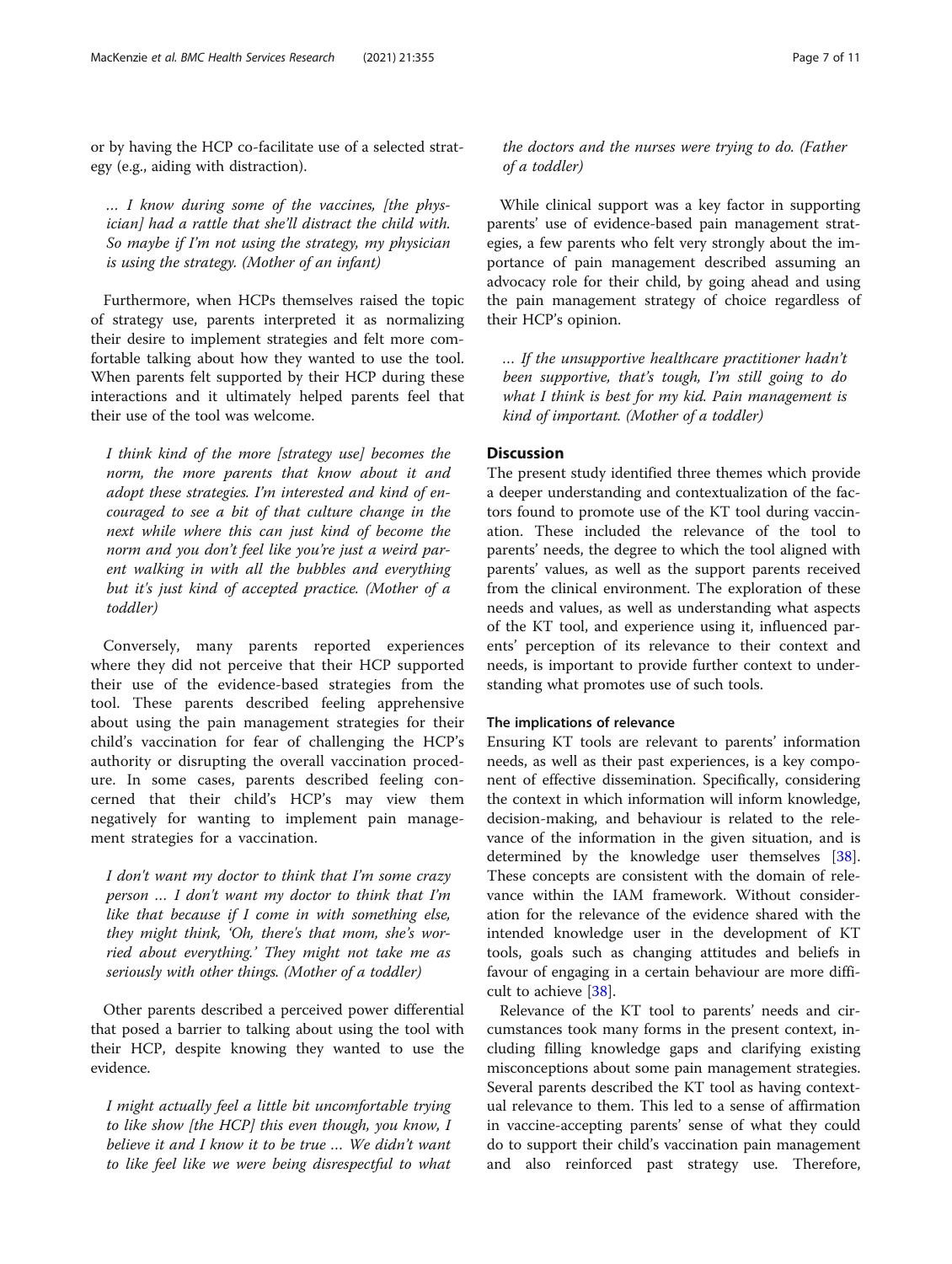or by having the HCP co-facilitate use of a selected strategy (e.g., aiding with distraction).

> *… I know during some of the vaccines, [the physician] had a rattle that she'll distract the child with. So maybe if I'm not using the strategy, my physician is using the strategy. (Mother of an infant)*

Furthermore, when HCPs themselves raised the topic of strategy use, parents interpreted it as normalizing their desire to implement strategies and felt more comfortable talking about how they wanted to use the tool. When parents felt supported by their HCP during these interactions and it ultimately helped parents feel that their use of the tool was welcome.

> *I think kind of the more [strategy use] becomes the norm, the more parents that know about it and adopt these strategies. I'm interested and kind of encouraged to see a bit of that culture change in the next while where this can just kind of become the norm and you don't feel like you're just a weird parent walking in with all the bubbles and everything but it's just kind of accepted practice. (Mother of a toddler)*

Conversely, many parents reported experiences where they did not perceive that their HCP supported their use of the evidence-based strategies from the tool. These parents described feeling apprehensive about using the pain management strategies for their child's vaccination for fear of challenging the HCP's authority or disrupting the overall vaccination procedure. In some cases, parents described feeling concerned that their child's HCP's may view them negatively for wanting to implement pain management strategies for a vaccination.

> *I don't want my doctor to think that I'm some crazy person … I don't want my doctor to think that I'm like that because if I come in with something else, they might think, 'Oh, there's that mom, she's worried about everything.' They might not take me as seriously with other things. (Mother of a toddler)*

Other parents described a perceived power differential that posed a barrier to talking about using the tool with their HCP, despite knowing they wanted to use the evidence.

> *I might actually feel a little bit uncomfortable trying to like show [the HCP] this even though, you know, I believe it and I know it to be true … We didn't want to like feel like we were being disrespectful to what the doctors and the nurses were trying to do. (Father of a toddler)*

While clinical support was a key factor in supporting parents' use of evidence-based pain management strategies, a few parents who felt very strongly about the importance of pain management described assuming an advocacy role for their child, by going ahead and using the pain management strategy of choice regardless of their HCP's opinion.

> *… If the unsupportive healthcare practitioner hadn't been supportive, that's tough, I'm still going to do what I think is best for my kid. Pain management is kind of important. (Mother of a toddler)*

## Discussion

The present study identified three themes which provide a deeper understanding and contextualization of the factors found to promote use of the KT tool during vaccination. These included the relevance of the tool to parents' needs, the degree to which the tool aligned with parents' values, as well as the support parents received from the clinical environment. The exploration of these needs and values, as well as understanding what aspects of the KT tool, and experience using it, influenced parents' perception of its relevance to their context and needs, is important to provide further context to understanding what promotes use of such tools.

### The implications of relevance

Ensuring KT tools are relevant to parents' information needs, as well as their past experiences, is a key component of effective dissemination. Specifically, considering the context in which information will inform knowledge, decision-making, and behaviour is related to the relevance of the information in the given situation, and is determined by the knowledge user themselves [38]. These concepts are consistent with the domain of relevance within the IAM framework. Without consideration for the relevance of the evidence shared with the intended knowledge user in the development of KT tools, goals such as changing attitudes and beliefs in favour of engaging in a certain behaviour are more difficult to achieve [38].

Relevance of the KT tool to parents' needs and circumstances took many forms in the present context, including filling knowledge gaps and clarifying existing misconceptions about some pain management strategies. Several parents described the KT tool as having contextual relevance to them. This led to a sense of affirmation in vaccine-accepting parents' sense of what they could do to support their child's vaccination pain management and also reinforced past strategy use. Therefore,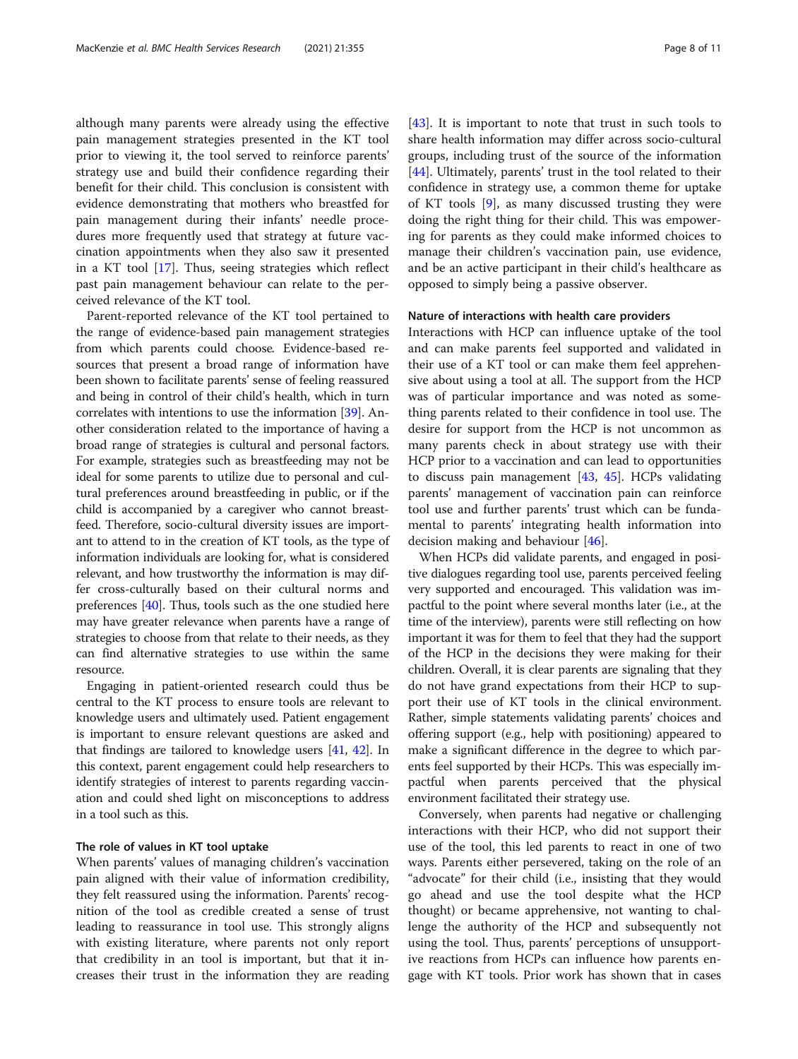although many parents were already using the effective pain management strategies presented in the KT tool prior to viewing it, the tool served to reinforce parents' strategy use and build their confidence regarding their benefit for their child. This conclusion is consistent with evidence demonstrating that mothers who breastfed for pain management during their infants' needle procedures more frequently used that strategy at future vaccination appointments when they also saw it presented in a KT tool [17]. Thus, seeing strategies which reflect past pain management behaviour can relate to the perceived relevance of the KT tool.

Parent-reported relevance of the KT tool pertained to the range of evidence-based pain management strategies from which parents could choose. Evidence-based resources that present a broad range of information have been shown to facilitate parents' sense of feeling reassured and being in control of their child's health, which in turn correlates with intentions to use the information [39]. Another consideration related to the importance of having a broad range of strategies is cultural and personal factors. For example, strategies such as breastfeeding may not be ideal for some parents to utilize due to personal and cultural preferences around breastfeeding in public, or if the child is accompanied by a caregiver who cannot breastfeed. Therefore, socio-cultural diversity issues are important to attend to in the creation of KT tools, as the type of information individuals are looking for, what is considered relevant, and how trustworthy the information is may differ cross-culturally based on their cultural norms and preferences [40]. Thus, tools such as the one studied here may have greater relevance when parents have a range of strategies to choose from that relate to their needs, as they can find alternative strategies to use within the same resource.

Engaging in patient-oriented research could thus be central to the KT process to ensure tools are relevant to knowledge users and ultimately used. Patient engagement is important to ensure relevant questions are asked and that findings are tailored to knowledge users [41, 42]. In this context, parent engagement could help researchers to identify strategies of interest to parents regarding vaccination and could shed light on misconceptions to address in a tool such as this.

### The role of values in KT tool uptake

When parents' values of managing children's vaccination pain aligned with their value of information credibility, they felt reassured using the information. Parents' recognition of the tool as credible created a sense of trust leading to reassurance in tool use. This strongly aligns with existing literature, where parents not only report that credibility in an tool is important, but that it increases their trust in the information they are reading [43]. It is important to note that trust in such tools to share health information may differ across socio-cultural groups, including trust of the source of the information [44]. Ultimately, parents' trust in the tool related to their confidence in strategy use, a common theme for uptake of KT tools [9], as many discussed trusting they were doing the right thing for their child. This was empowering for parents as they could make informed choices to manage their children's vaccination pain, use evidence, and be an active participant in their child's healthcare as opposed to simply being a passive observer.

### Nature of interactions with health care providers

Interactions with HCP can influence uptake of the tool and can make parents feel supported and validated in their use of a KT tool or can make them feel apprehensive about using a tool at all. The support from the HCP was of particular importance and was noted as something parents related to their confidence in tool use. The desire for support from the HCP is not uncommon as many parents check in about strategy use with their HCP prior to a vaccination and can lead to opportunities to discuss pain management [43, 45]. HCPs validating parents' management of vaccination pain can reinforce tool use and further parents' trust which can be fundamental to parents' integrating health information into decision making and behaviour [46].

When HCPs did validate parents, and engaged in positive dialogues regarding tool use, parents perceived feeling very supported and encouraged. This validation was impactful to the point where several months later (i.e., at the time of the interview), parents were still reflecting on how important it was for them to feel that they had the support of the HCP in the decisions they were making for their children. Overall, it is clear parents are signaling that they do not have grand expectations from their HCP to support their use of KT tools in the clinical environment. Rather, simple statements validating parents' choices and offering support (e.g., help with positioning) appeared to make a significant difference in the degree to which parents feel supported by their HCPs. This was especially impactful when parents perceived that the physical environment facilitated their strategy use.

Conversely, when parents had negative or challenging interactions with their HCP, who did not support their use of the tool, this led parents to react in one of two ways. Parents either persevered, taking on the role of an "advocate" for their child (i.e., insisting that they would go ahead and use the tool despite what the HCP thought) or became apprehensive, not wanting to challenge the authority of the HCP and subsequently not using the tool. Thus, parents' perceptions of unsupportive reactions from HCPs can influence how parents engage with KT tools. Prior work has shown that in cases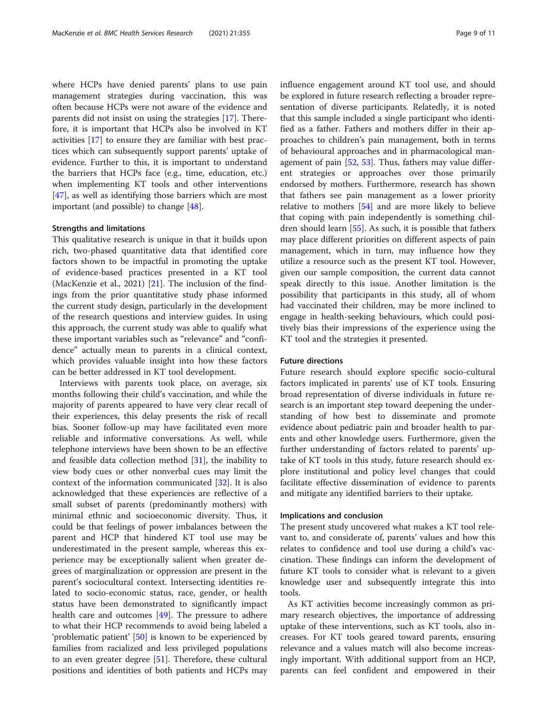where HCPs have denied parents' plans to use pain management strategies during vaccination, this was often because HCPs were not aware of the evidence and parents did not insist on using the strategies [17]. Therefore, it is important that HCPs also be involved in KT activities [17] to ensure they are familiar with best practices which can subsequently support parents' uptake of evidence. Further to this, it is important to understand the barriers that HCPs face (e.g., time, education, etc.) when implementing KT tools and other interventions [47], as well as identifying those barriers which are most important (and possible) to change [48].

### Strengths and limitations

This qualitative research is unique in that it builds upon rich, two-phased quantitative data that identified core factors shown to be impactful in promoting the uptake of evidence-based practices presented in a KT tool (MacKenzie et al., 2021) [21]. The inclusion of the findings from the prior quantitative study phase informed the current study design, particularly in the development of the research questions and interview guides. In using this approach, the current study was able to qualify what these important variables such as "relevance" and "confidence" actually mean to parents in a clinical context, which provides valuable insight into how these factors can be better addressed in KT tool development.

Interviews with parents took place, on average, six months following their child's vaccination, and while the majority of parents appeared to have very clear recall of their experiences, this delay presents the risk of recall bias. Sooner follow-up may have facilitated even more reliable and informative conversations. As well, while telephone interviews have been shown to be an effective and feasible data collection method [31], the inability to view body cues or other nonverbal cues may limit the context of the information communicated [32]. It is also acknowledged that these experiences are reflective of a small subset of parents (predominantly mothers) with minimal ethnic and socioeconomic diversity. Thus, it could be that feelings of power imbalances between the parent and HCP that hindered KT tool use may be underestimated in the present sample, whereas this experience may be exceptionally salient when greater degrees of marginalization or oppression are present in the parent's sociocultural context. Intersecting identities related to socio-economic status, race, gender, or health status have been demonstrated to significantly impact health care and outcomes [49]. The pressure to adhere to what their HCP recommends to avoid being labeled a 'problematic patient' [50] is known to be experienced by families from racialized and less privileged populations to an even greater degree [51]. Therefore, these cultural positions and identities of both patients and HCPs may influence engagement around KT tool use, and should be explored in future research reflecting a broader representation of diverse participants. Relatedly, it is noted that this sample included a single participant who identified as a father. Fathers and mothers differ in their approaches to children's pain management, both in terms of behavioural approaches and in pharmacological management of pain [52, 53]. Thus, fathers may value different strategies or approaches over those primarily endorsed by mothers. Furthermore, research has shown that fathers see pain management as a lower priority relative to mothers [54] and are more likely to believe that coping with pain independently is something children should learn [55]. As such, it is possible that fathers may place different priorities on different aspects of pain management, which in turn, may influence how they utilize a resource such as the present KT tool. However, given our sample composition, the current data cannot speak directly to this issue. Another limitation is the possibility that participants in this study, all of whom had vaccinated their children, may be more inclined to engage in health-seeking behaviours, which could positively bias their impressions of the experience using the KT tool and the strategies it presented.

### Future directions

Future research should explore specific socio-cultural factors implicated in parents' use of KT tools. Ensuring broad representation of diverse individuals in future research is an important step toward deepening the understanding of how best to disseminate and promote evidence about pediatric pain and broader health to parents and other knowledge users. Furthermore, given the further understanding of factors related to parents' uptake of KT tools in this study, future research should explore institutional and policy level changes that could facilitate effective dissemination of evidence to parents and mitigate any identified barriers to their uptake.

### Implications and conclusion

The present study uncovered what makes a KT tool relevant to, and considerate of, parents' values and how this relates to confidence and tool use during a child's vaccination. These findings can inform the development of future KT tools to consider what is relevant to a given knowledge user and subsequently integrate this into tools.

As KT activities become increasingly common as primary research objectives, the importance of addressing uptake of these interventions, such as KT tools, also increases. For KT tools geared toward parents, ensuring relevance and a values match will also become increasingly important. With additional support from an HCP, parents can feel confident and empowered in their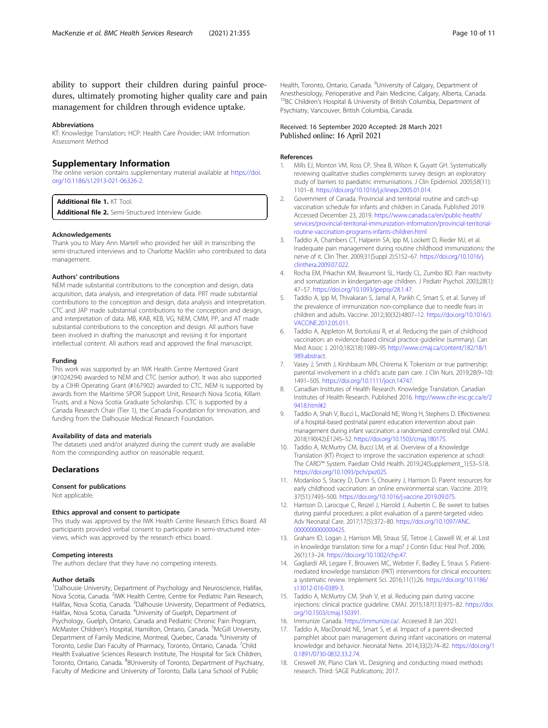ability to support their children during painful procedures, ultimately promoting higher quality care and pain management for children through evidence uptake.

### Abbreviations

KT: Knowledge Translation; HCP: Health Care Provider; IAM: Information Assessment Method

## Supplementary Information

The online version contains supplementary material available at https://doi.org/10.1186/s12913-021-06326-2.

**Additional file 1.** KT Tool.
**Additional file 2.** Semi-Structured Interview Guide.

### Acknowledgements

Thank you to Mary Ann Martell who provided her skill in transcribing the semi-structured interviews and to Charlotte Macklin who contributed to data management.

### Authors' contributions

NEM made substantial contributions to the conception and design, data acquisition, data analysis, and interpretation of data. PRT made substantial contributions to the conception and design, data analysis and interpretation. CTC and JAP made substantial contributions to the conception and design, and interpretation of data. MB, KAB, KEB, VG, NEM, CMM, PP, and AT made substantial contributions to the conception and design. All authors have been involved in drafting the manuscript and revising it for important intellectual content. All authors read and approved the final manuscript.

### Funding

This work was supported by an IWK Health Centre Mentored Grant (#1024294) awarded to NEM and CTC (senior author). It was also supported by a CIHR Operating Grant (#167902) awarded to CTC. NEM is supported by awards from the Maritime SPOR Support Unit, Research Nova Scotia, Killam Trusts, and a Nova Scotia Graduate Scholarship. CTC is supported by a Canada Research Chair (Tier 1), the Canada Foundation for Innovation, and funding from the Dalhousie Medical Research Foundation.

### Availability of data and materials

The datasets used and/or analyzed during the current study are available from the corresponding author on reasonable request.

## Declarations

### Consent for publications

Not applicable.

### Ethics approval and consent to participate

This study was approved by the IWK Health Centre Research Ethics Board. All participants provided verbal consent to participate in semi-structured interviews, which was approved by the research ethics board.

### Competing interests

The authors declare that they have no competing interests.

### Author details

[1]Dalhousie University, Department of Psychology and Neuroscience, Halifax, Nova Scotia, Canada. [2]IWK Health Centre, Centre for Pediatric Pain Research, Halifax, Nova Scotia, Canada. [3]Dalhousie University, Department of Pediatrics, Halifax, Nova Scotia, Canada. [4]University of Guelph, Department of Psychology, Guelph, Ontario, Canada and Pediatric Chronic Pain Program, McMaster Children's Hospital, Hamilton, Ontario, Canada. [5]McGill University, Department of Family Medicine, Montreal, Quebec, Canada. [6]University of Toronto, Leslie Dan Faculty of Pharmacy, Toronto, Ontario, Canada. [7]Child Health Evaluative Sciences Research Institute, The Hospital for Sick Children, Toronto, Ontario, Canada. [8]8University of Toronto, Department of Psychiatry, Faculty of Medicine and University of Toronto, Dalla Lana School of Public Health, Toronto, Ontario, Canada. [9]University of Calgary, Department of Anesthesiology, Perioperative and Pain Medicine, Calgary, Alberta, Canada. [10]BC Children's Hospital & University of British Columbia, Department of Psychiatry, Vancouver, British Columbia, Canada.

Received: 16 September 2020 Accepted: 28 March 2021
Published online: 16 April 2021

### References

1. Mills EJ, Montori VM, Ross CP, Shea B, Wilson K, Guyatt GH. Systematically reviewing qualitative studies complements survey design: an exploratory study of barriers to paediatric immunisations. J Clin Epidemiol. 2005;58(11): 1101–8. https://doi.org/10.1016/j.jclinepi.2005.01.014.
2. Government of Canada. Provincial and territorial routine and catch-up vaccination schedule for infants and children in Canada. Published 2019. Accessed December 23, 2019. https://www.canada.ca/en/public-health/services/provincial-territorial-immunization-information/provincial-territorial-routine-vaccination-programs-infants-children.html
3. Taddio A, Chambers CT, Halperin SA, Ipp M, Lockett D, Rieder MJ, et al. Inadequate pain management during routine childhood immunizations: the nerve of it. Clin Ther. 2009;31(Suppl 2):S152–67. https://doi.org/10.1016/j.clinthera.2009.07.022.
4. Rocha EM, Prkachin KM, Beaumont SL, Hardy CL, Zumbo BD. Pain reactivity and somatization in kindergarten-age children. J Pediatr Psychol. 2003;28(1): 47–57. https://doi.org/10.1093/jpepsy/28.1.47.
5. Taddio A, Ipp M, Thivakaran S, Jamal A, Parikh C, Smart S, et al. Survey of the prevalence of immunization non-compliance due to needle fears in children and adults. Vaccine. 2012;30(32):4807–12. https://doi.org/10.1016/J.VACCINE.2012.05.011.
6. Taddio A, Appleton M, Bortolussi R, et al. Reducing the pain of childhood vaccination: an evidence-based clinical practice guideline (summary). Can Med Assoc J. 2010;182(18):1989–95 http://www.cmaj.ca/content/182/18/1989.abstract.
7. Vasey J, Smith J, Kirshbaum MN, Chirema K. Tokenism or true partnership: parental involvement in a child's acute pain care. J Clin Nurs. 2019;28(9–10): 1491–505. https://doi.org/10.1111/jocn.14747.
8. Canadian Institutes of Health Research. Knowledge Translation. Canadian Institutes of Health Research. Published 2016. http://www.cihr-irsc.gc.ca/e/29418.html#2
9. Taddio A, Shah V, Bucci L, MacDonald NE, Wong H, Stephens D. Effectiveness of a hospital-based postnatal parent education intervention about pain management during infant vaccination: a randomized controlled trial. CMAJ. 2018;190(42):E1245–52. https://doi.org/10.1503/cmaj.180175.
10. Taddio A, McMurtry CM, Bucci LM, et al. Overview of a Knowledge Translation (KT) Project to improve the vaccination experience at school: The CARD™ System. Paediatr Child Health. 2019;24(Supplement_1):S3–S18. https://doi.org/10.1093/pch/pxz025.
11. Modanloo S, Stacey D, Dunn S, Choueiry J, Harrison D. Parent resources for early childhood vaccination: an online environmental scan. Vaccine. 2019; 37(51):7493–500. https://doi.org/10.1016/j.vaccine.2019.09.075.
12. Harrison D, Larocque C, Reszel J, Harrold J, Aubertin C. Be sweet to babies during painful procedures: a pilot evaluation of a parent-targeted video. Adv Neonatal Care. 2017;17(5):372–80. https://doi.org/10.1097/ANC.0000000000000425.
13. Graham ID, Logan J, Harrison MB, Straus SE, Tetroe J, Caswell W, et al. Lost in knowledge translation: time for a map? J Contin Educ Heal Prof. 2006; 26(1):13–24. https://doi.org/10.1002/chp.47.
14. Gagliardi AR, Legare F, Brouwers MC, Webster F, Badley E, Straus S. Patient-mediated knowledge translation (PKT) interventions for clinical encounters: a systematic review. Implement Sci. 2016;11(1):26. https://doi.org/10.1186/s13012-016-0389-3.
15. Taddio A, McMurtry CM, Shah V, et al. Reducing pain during vaccine injections: clinical practice guideline. CMAJ. 2015;187(13):975–82. https://doi.org/10.1503/cmaj.150391.
16. Immunize Canada. https://immunize.ca/. Acceesed 8 Jan 2021.
17. Taddio A, MacDonald NE, Smart S, et al. Impact of a parent-directed pamphlet about pain management during infant vaccinations on maternal knowledge and behavior. Neonatal Netw. 2014;33(2):74–82. https://doi.org/10.1891/0730-0832.33.2.74.
18. Creswell JW, Plano Clark VL. Designing and conducting mixed methods research. Third: SAGE Publications; 2017.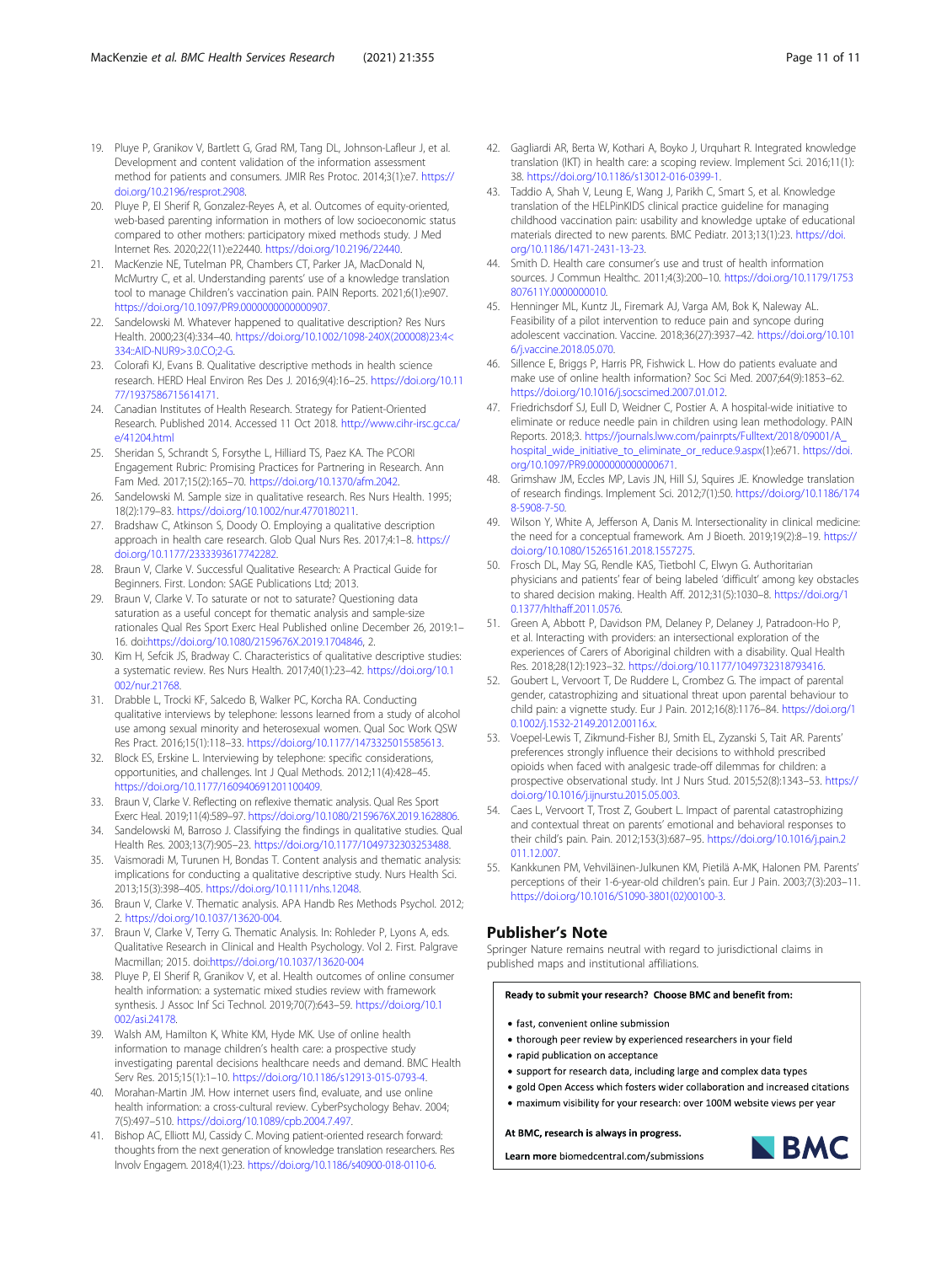19. Pluye P, Granikov V, Bartlett G, Grad RM, Tang DL, Johnson-Lafleur J, et al. Development and content validation of the information assessment method for patients and consumers. JMIR Res Protoc. 2014;3(1):e7. https://doi.org/10.2196/resprot.2908.
20. Pluye P, El Sherif R, Gonzalez-Reyes A, et al. Outcomes of equity-oriented, web-based parenting information in mothers of low socioeconomic status compared to other mothers: participatory mixed methods study. J Med Internet Res. 2020;22(11):e22440. https://doi.org/10.2196/22440.
21. MacKenzie NE, Tutelman PR, Chambers CT, Parker JA, MacDonald N, McMurtry C, et al. Understanding parents' use of a knowledge translation tool to manage Children's vaccination pain. PAIN Reports. 2021;6(1):e907. https://doi.org/10.1097/PR9.0000000000000907.
22. Sandelowski M. Whatever happened to qualitative description? Res Nurs Health. 2000;23(4):334–40. https://doi.org/10.1002/1098-240X(200008)23:4<334::AID-NUR9>3.0.CO;2-G.
23. Colorafi KJ, Evans B. Qualitative descriptive methods in health science research. HERD Heal Environ Res Des J. 2016;9(4):16–25. https://doi.org/10.1177/1937586715614171.
24. Canadian Institutes of Health Research. Strategy for Patient-Oriented Research. Published 2014. Accessed 11 Oct 2018. http://www.cihr-irsc.gc.ca/e/41204.html
25. Sheridan S, Schrandt S, Forsythe L, Hilliard TS, Paez KA. The PCORI Engagement Rubric: Promising Practices for Partnering in Research. Ann Fam Med. 2017;15(2):165–70. https://doi.org/10.1370/afm.2042.
26. Sandelowski M. Sample size in qualitative research. Res Nurs Health. 1995; 18(2):179–83. https://doi.org/10.1002/nur.4770180211.
27. Bradshaw C, Atkinson S, Doody O. Employing a qualitative description approach in health care research. Glob Qual Nurs Res. 2017;4:1–8. https://doi.org/10.1177/2333393617742282.
28. Braun V, Clarke V. Successful Qualitative Research: A Practical Guide for Beginners. First. London: SAGE Publications Ltd; 2013.
29. Braun V, Clarke V. To saturate or not to saturate? Questioning data saturation as a useful concept for thematic analysis and sample-size rationales Qual Res Sport Exerc Heal Published online December 26, 2019:1–16. doi:https://doi.org/10.1080/2159676X.2019.1704846, 2.
30. Kim H, Sefcik JS, Bradway C. Characteristics of qualitative descriptive studies: a systematic review. Res Nurs Health. 2017;40(1):23–42. https://doi.org/10.1002/nur.21768.
31. Drabble L, Trocki KF, Salcedo B, Walker PC, Korcha RA. Conducting qualitative interviews by telephone: lessons learned from a study of alcohol use among sexual minority and heterosexual women. Qual Soc Work QSW Res Pract. 2016;15(1):118–33. https://doi.org/10.1177/1473325015585613.
32. Block ES, Erskine L. Interviewing by telephone: specific considerations, opportunities, and challenges. Int J Qual Methods. 2012;11(4):428–45. https://doi.org/10.1177/160940691201100409.
33. Braun V, Clarke V. Reflecting on reflexive thematic analysis. Qual Res Sport Exerc Heal. 2019;11(4):589–97. https://doi.org/10.1080/2159676X.2019.1628806.
34. Sandelowski M, Barroso J. Classifying the findings in qualitative studies. Qual Health Res. 2003;13(7):905–23. https://doi.org/10.1177/1049732303253488.
35. Vaismoradi M, Turunen H, Bondas T. Content analysis and thematic analysis: implications for conducting a qualitative descriptive study. Nurs Health Sci. 2013;15(3):398–405. https://doi.org/10.1111/nhs.12048.
36. Braun V, Clarke V. Thematic analysis. APA Handb Res Methods Psychol. 2012; 2. https://doi.org/10.1037/13620-004.
37. Braun V, Clarke V, Terry G. Thematic Analysis. In: Rohleder P, Lyons A, eds. Qualitative Research in Clinical and Health Psychology. Vol 2. First. Palgrave Macmillan; 2015. doi:https://doi.org/10.1037/13620-004
38. Pluye P, El Sherif R, Granikov V, et al. Health outcomes of online consumer health information: a systematic mixed studies review with framework synthesis. J Assoc Inf Sci Technol. 2019;70(7):643–59. https://doi.org/10.1002/asi.24178.
39. Walsh AM, Hamilton K, White KM, Hyde MK. Use of online health information to manage children's health care: a prospective study investigating parental decisions healthcare needs and demand. BMC Health Serv Res. 2015;15(1):1–10. https://doi.org/10.1186/s12913-015-0793-4.
40. Morahan-Martin JM. How internet users find, evaluate, and use online health information: a cross-cultural review. CyberPsychology Behav. 2004; 7(5):497–510. https://doi.org/10.1089/cpb.2004.7.497.
41. Bishop AC, Elliott MJ, Cassidy C. Moving patient-oriented research forward: thoughts from the next generation of knowledge translation researchers. Res Involv Engagem. 2018;4(1):23. https://doi.org/10.1186/s40900-018-0110-6.
42. Gagliardi AR, Berta W, Kothari A, Boyko J, Urquhart R. Integrated knowledge translation (IKT) in health care: a scoping review. Implement Sci. 2016;11(1): 38. https://doi.org/10.1186/s13012-016-0399-1.
43. Taddio A, Shah V, Leung E, Wang J, Parikh C, Smart S, et al. Knowledge translation of the HELPinKIDS clinical practice guideline for managing childhood vaccination pain: usability and knowledge uptake of educational materials directed to new parents. BMC Pediatr. 2013;13(1):23. https://doi.org/10.1186/1471-2431-13-23.
44. Smith D. Health care consumer's use and trust of health information sources. J Commun Healthc. 2011;4(3):200–10. https://doi.org/10.1179/1753807611Y.0000000010.
45. Henninger ML, Kuntz JL, Firemark AJ, Varga AM, Bok K, Naleway AL. Feasibility of a pilot intervention to reduce pain and syncope during adolescent vaccination. Vaccine. 2018;36(27):3937–42. https://doi.org/10.1016/j.vaccine.2018.05.070.
46. Sillence E, Briggs P, Harris PR, Fishwick L. How do patients evaluate and make use of online health information? Soc Sci Med. 2007;64(9):1853–62. https://doi.org/10.1016/j.socscimed.2007.01.012.
47. Friedrichsdorf SJ, Eull D, Weidner C, Postier A. A hospital-wide initiative to eliminate or reduce needle pain in children using lean methodology. PAIN Reports. 2018;3. https://journals.lww.com/painrpts/Fulltext/2018/09001/A_hospital_wide_initiative_to_eliminate_or_reduce.9.aspx(1):e671. https://doi.org/10.1097/PR9.0000000000000671.
48. Grimshaw JM, Eccles MP, Lavis JN, Hill SJ, Squires JE. Knowledge translation of research findings. Implement Sci. 2012;7(1):50. https://doi.org/10.1186/1748-5908-7-50.
49. Wilson Y, White A, Jefferson A, Danis M. Intersectionality in clinical medicine: the need for a conceptual framework. Am J Bioeth. 2019;19(2):8–19. https://doi.org/10.1080/15265161.2018.1557275.
50. Frosch DL, May SG, Rendle KAS, Tietbohl C, Elwyn G. Authoritarian physicians and patients' fear of being labeled 'difficult' among key obstacles to shared decision making. Health Aff. 2012;31(5):1030–8. https://doi.org/10.1377/hlthaff.2011.0576.
51. Green A, Abbott P, Davidson PM, Delaney P, Delaney J, Patradoon-Ho P, et al. Interacting with providers: an intersectional exploration of the experiences of Carers of Aboriginal children with a disability. Qual Health Res. 2018;28(12):1923–32. https://doi.org/10.1177/1049732318793416.
52. Goubert L, Vervoort T, De Ruddere L, Crombez G. The impact of parental gender, catastrophizing and situational threat upon parental behaviour to child pain: a vignette study. Eur J Pain. 2012;16(8):1176–84. https://doi.org/10.1002/j.1532-2149.2012.00116.x.
53. Voepel-Lewis T, Zikmund-Fisher BJ, Smith EL, Zyzanski S, Tait AR. Parents' preferences strongly influence their decisions to withhold prescribed opioids when faced with analgesic trade-off dilemmas for children: a prospective observational study. Int J Nurs Stud. 2015;52(8):1343–53. https://doi.org/10.1016/j.ijnurstu.2015.05.003.
54. Caes L, Vervoort T, Trost Z, Goubert L. Impact of parental catastrophizing and contextual threat on parents' emotional and behavioral responses to their child's pain. Pain. 2012;153(3):687–95. https://doi.org/10.1016/j.pain.2011.12.007.
55. Kankkunen PM, Vehviläinen-Julkunen KM, Pietilä A-MK, Halonen PM. Parents' perceptions of their 1-6-year-old children's pain. Eur J Pain. 2003;7(3):203–11. https://doi.org/10.1016/S1090-3801(02)00100-3.

## Publisher's Note

Springer Nature remains neutral with regard to jurisdictional claims in published maps and institutional affiliations.

**Ready to submit your research? Choose BMC and benefit from:**

- fast, convenient online submission
- thorough peer review by experienced researchers in your field
- rapid publication on acceptance
- support for research data, including large and complex data types
- gold Open Access which fosters wider collaboration and increased citations
- maximum visibility for your research: over 100M website views per year

**At BMC, research is always in progress.**

**Learn more** biomedcentral.com/submissions

BMC